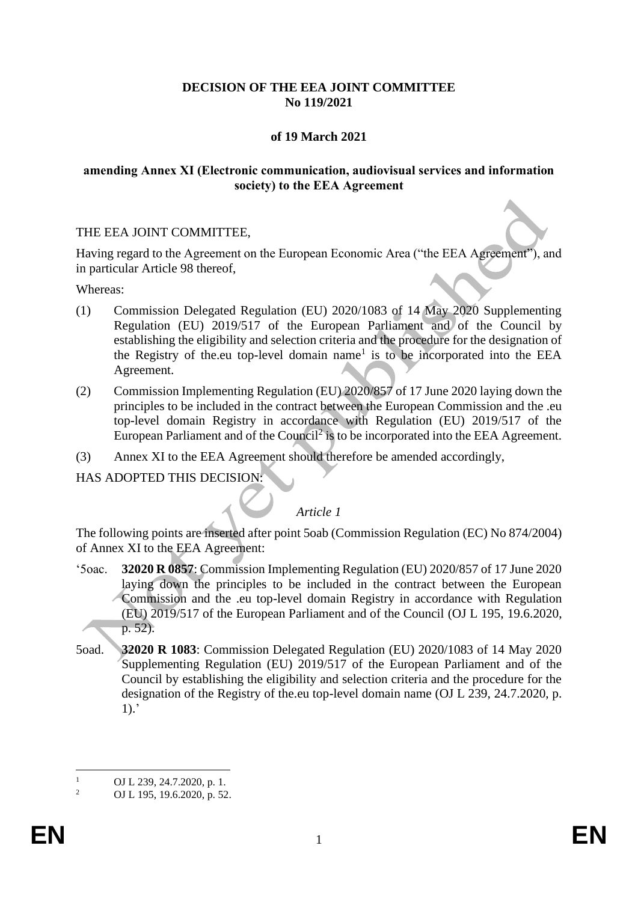**DECISION OF THE EEA JOINT COMMITTEE**
**No 119/2021**

**of 19 March 2021**

**amending Annex XI (Electronic communication, audiovisual services and information society) to the EEA Agreement**

THE EEA JOINT COMMITTEE,

Having regard to the Agreement on the European Economic Area ("the EEA Agreement"), and in particular Article 98 thereof,

Whereas:

(1) Commission Delegated Regulation (EU) 2020/1083 of 14 May 2020 Supplementing Regulation (EU) 2019/517 of the European Parliament and of the Council by establishing the eligibility and selection criteria and the procedure for the designation of the Registry of the.eu top-level domain name[1] is to be incorporated into the EEA Agreement.

(2) Commission Implementing Regulation (EU) 2020/857 of 17 June 2020 laying down the principles to be included in the contract between the European Commission and the .eu top-level domain Registry in accordance with Regulation (EU) 2019/517 of the European Parliament and of the Council[2] is to be incorporated into the EEA Agreement.

(3) Annex XI to the EEA Agreement should therefore be amended accordingly,

HAS ADOPTED THIS DECISION:

*Article 1*

The following points are inserted after point 5oab (Commission Regulation (EC) No 874/2004) of Annex XI to the EEA Agreement:

'5oac. **32020 R 0857**: Commission Implementing Regulation (EU) 2020/857 of 17 June 2020 laying down the principles to be included in the contract between the European Commission and the .eu top-level domain Registry in accordance with Regulation (EU) 2019/517 of the European Parliament and of the Council (OJ L 195, 19.6.2020, p. 52).

5oad. **32020 R 1083**: Commission Delegated Regulation (EU) 2020/1083 of 14 May 2020 Supplementing Regulation (EU) 2019/517 of the European Parliament and of the Council by establishing the eligibility and selection criteria and the procedure for the designation of the Registry of the.eu top-level domain name (OJ L 239, 24.7.2020, p. 1).'

[1] OJ L 239, 24.7.2020, p. 1.
[2] OJ L 195, 19.6.2020, p. 52.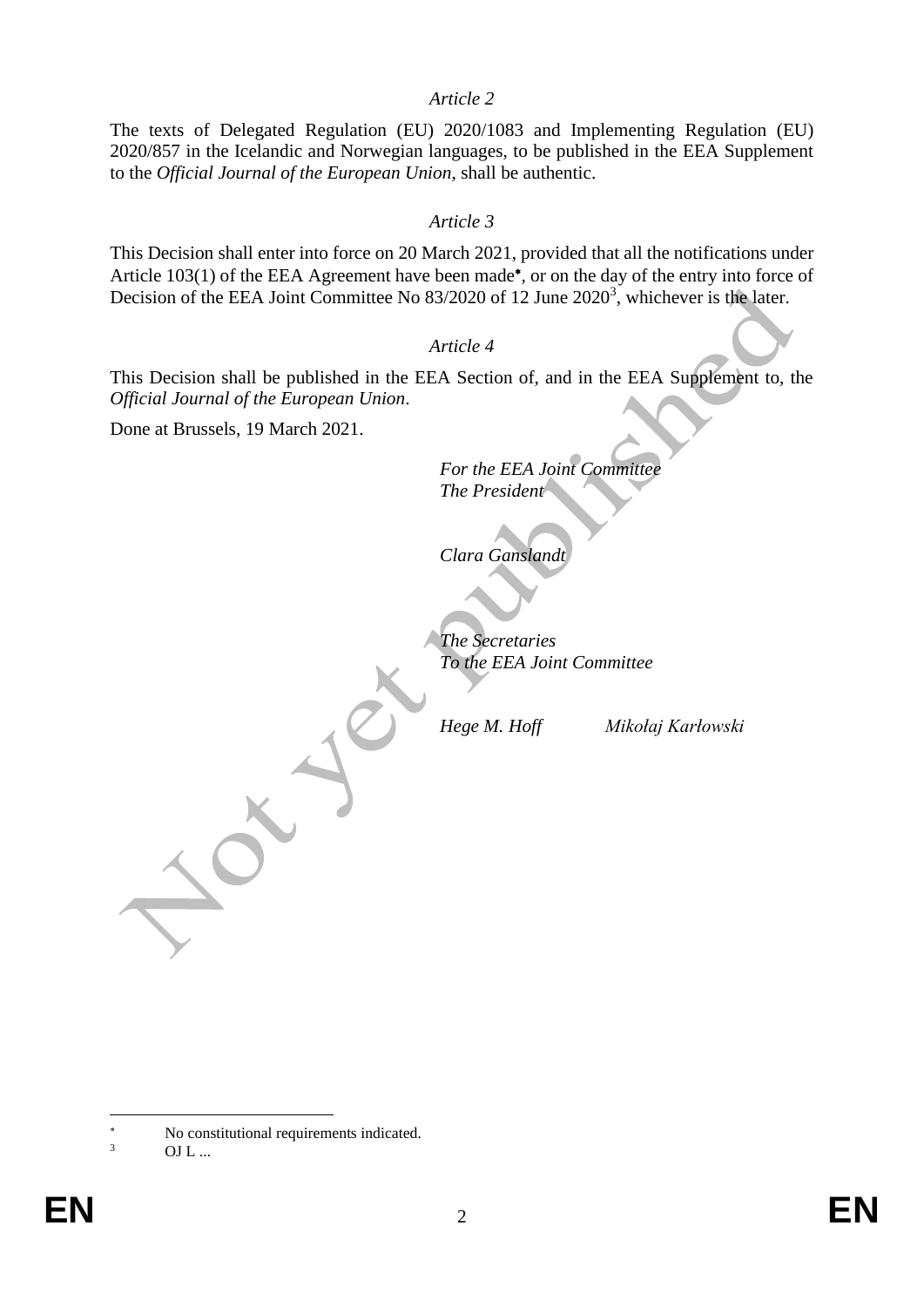*Article 2*

The texts of Delegated Regulation (EU) 2020/1083 and Implementing Regulation (EU) 2020/857 in the Icelandic and Norwegian languages, to be published in the EEA Supplement to the *Official Journal of the European Union*, shall be authentic.

*Article 3*

This Decision shall enter into force on 20 March 2021, provided that all the notifications under Article 103(1) of the EEA Agreement have been made[*], or on the day of the entry into force of Decision of the EEA Joint Committee No 83/2020 of 12 June 2020[3], whichever is the later.

*Article 4*

This Decision shall be published in the EEA Section of, and in the EEA Supplement to, the *Official Journal of the European Union*.

Done at Brussels, 19 March 2021.

*For the EEA Joint Committee*
*The President*

*Clara Ganslandt*

*The Secretaries*
*To the EEA Joint Committee*

*Hege M. Hoff* *Mikołaj Karłowski*

---

[*] No constitutional requirements indicated.

[3] OJ L ...